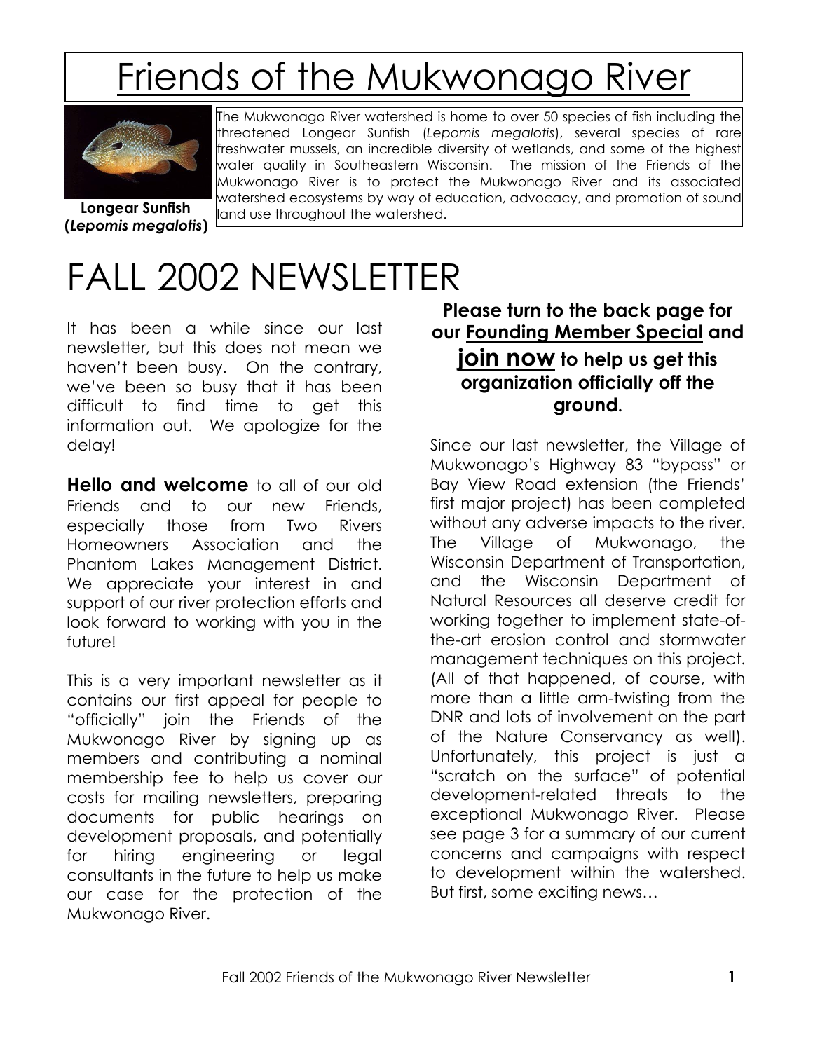# Friends of the Mukwonago River

**Longear Sunfish (*Lepomis megalotis*)**

The Mukwonago River watershed is home to over 50 species of fish including the threatened Longear Sunfish (*Lepomis megalotis*), several species of rare freshwater mussels, an incredible diversity of wetlands, and some of the highest water quality in Southeastern Wisconsin. The mission of the Friends of the Mukwonago River is to protect the Mukwonago River and its associated watershed ecosystems by way of education, advocacy, and promotion of sound land use throughout the watershed.

# FALL 2002 NEWSLETTER

It has been a while since our last newsletter, but this does not mean we haven't been busy. On the contrary, we've been so busy that it has been difficult to find time to get this information out. We apologize for the delay!

**Hello and welcome** to all of our old Friends and to our new Friends, especially those from Two Rivers Homeowners Association and the Phantom Lakes Management District. We appreciate your interest in and support of our river protection efforts and look forward to working with you in the future!

This is a very important newsletter as it contains our first appeal for people to "officially" join the Friends of the Mukwonago River by signing up as members and contributing a nominal membership fee to help us cover our costs for mailing newsletters, preparing documents for public hearings on development proposals, and potentially for hiring engineering or legal consultants in the future to help us make our case for the protection of the Mukwonago River.

**Please turn to the back page for our <u>Founding Member Special</u> and <u>join now</u> to help us get this organization officially off the ground.**

Since our last newsletter, the Village of Mukwonago's Highway 83 "bypass" or Bay View Road extension (the Friends' first major project) has been completed without any adverse impacts to the river. The Village of Mukwonago, the Wisconsin Department of Transportation, and the Wisconsin Department of Natural Resources all deserve credit for working together to implement state-of-the-art erosion control and stormwater management techniques on this project. (All of that happened, of course, with more than a little arm-twisting from the DNR and lots of involvement on the part of the Nature Conservancy as well). Unfortunately, this project is just a "scratch on the surface" of potential development-related threats to the exceptional Mukwonago River. Please see page 3 for a summary of our current concerns and campaigns with respect to development within the watershed. But first, some exciting news…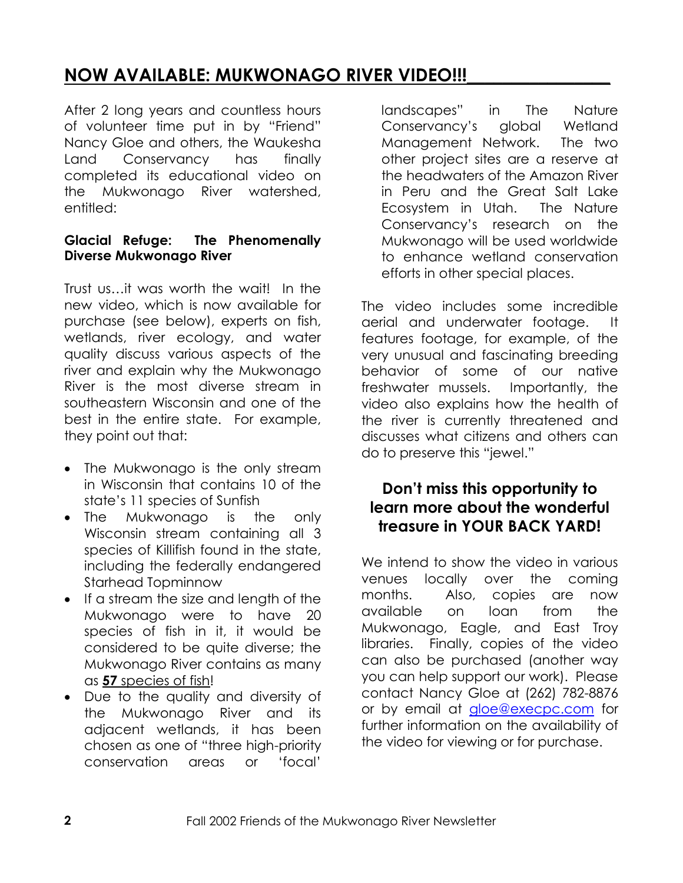# NOW AVAILABLE: MUKWONAGO RIVER VIDEO!!!

After 2 long years and countless hours of volunteer time put in by "Friend" Nancy Gloe and others, the Waukesha Land Conservancy has finally completed its educational video on the Mukwonago River watershed, entitled:

**Glacial Refuge: The Phenomenally Diverse Mukwonago River**

Trust us…it was worth the wait! In the new video, which is now available for purchase (see below), experts on fish, wetlands, river ecology, and water quality discuss various aspects of the river and explain why the Mukwonago River is the most diverse stream in southeastern Wisconsin and one of the best in the entire state. For example, they point out that:

- The Mukwonago is the only stream in Wisconsin that contains 10 of the state's 11 species of Sunfish
- The Mukwonago is the only Wisconsin stream containing all 3 species of Killifish found in the state, including the federally endangered Starhead Topminnow
- If a stream the size and length of the Mukwonago were to have 20 species of fish in it, it would be considered to be quite diverse; the Mukwonago River contains as many as **57** species of fish!
- Due to the quality and diversity of the Mukwonago River and its adjacent wetlands, it has been chosen as one of "three high-priority conservation areas or 'focal' landscapes" in The Nature Conservancy's global Wetland Management Network. The two other project sites are a reserve at the headwaters of the Amazon River in Peru and the Great Salt Lake Ecosystem in Utah. The Nature Conservancy's research on the Mukwonago will be used worldwide to enhance wetland conservation efforts in other special places.

The video includes some incredible aerial and underwater footage. It features footage, for example, of the very unusual and fascinating breeding behavior of some of our native freshwater mussels. Importantly, the video also explains how the health of the river is currently threatened and discusses what citizens and others can do to preserve this "jewel."

### Don't miss this opportunity to learn more about the wonderful treasure in YOUR BACK YARD!

We intend to show the video in various venues locally over the coming months. Also, copies are now available on loan from the Mukwonago, Eagle, and East Troy libraries. Finally, copies of the video can also be purchased (another way you can help support our work). Please contact Nancy Gloe at (262) 782-8876 or by email at gloe@execpc.com for further information on the availability of the video for viewing or for purchase.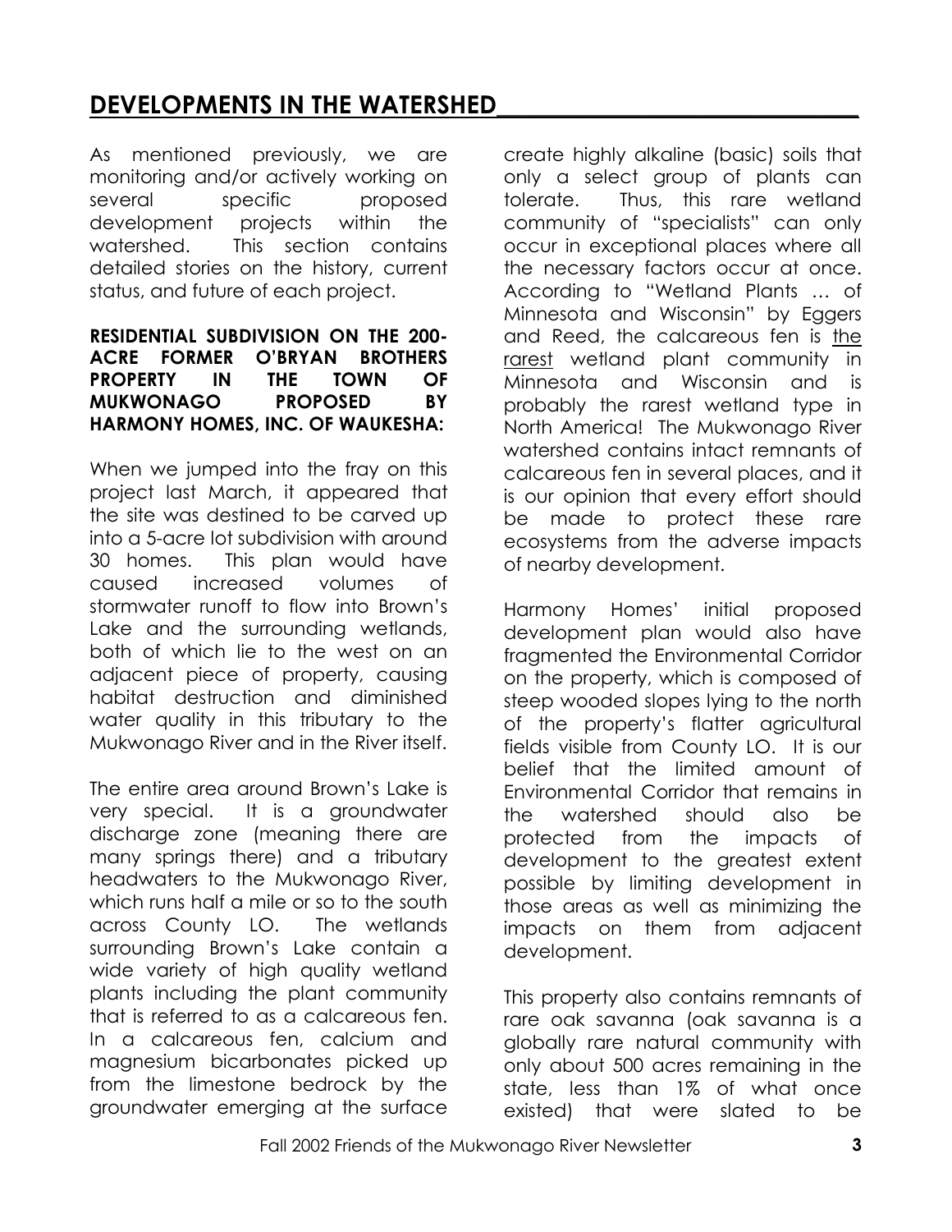## DEVELOPMENTS IN THE WATERSHED

As mentioned previously, we are monitoring and/or actively working on several specific proposed development projects within the watershed. This section contains detailed stories on the history, current status, and future of each project.

**RESIDENTIAL SUBDIVISION ON THE 200-ACRE FORMER O'BRYAN BROTHERS PROPERTY IN THE TOWN OF MUKWONAGO PROPOSED BY HARMONY HOMES, INC. OF WAUKESHA:**

When we jumped into the fray on this project last March, it appeared that the site was destined to be carved up into a 5-acre lot subdivision with around 30 homes. This plan would have caused increased volumes of stormwater runoff to flow into Brown's Lake and the surrounding wetlands, both of which lie to the west on an adjacent piece of property, causing habitat destruction and diminished water quality in this tributary to the Mukwonago River and in the River itself.

The entire area around Brown's Lake is very special. It is a groundwater discharge zone (meaning there are many springs there) and a tributary headwaters to the Mukwonago River, which runs half a mile or so to the south across County LO. The wetlands surrounding Brown's Lake contain a wide variety of high quality wetland plants including the plant community that is referred to as a calcareous fen. In a calcareous fen, calcium and magnesium bicarbonates picked up from the limestone bedrock by the groundwater emerging at the surface create highly alkaline (basic) soils that only a select group of plants can tolerate. Thus, this rare wetland community of "specialists" can only occur in exceptional places where all the necessary factors occur at once. According to "Wetland Plants … of Minnesota and Wisconsin" by Eggers and Reed, the calcareous fen is <u>the rarest</u> wetland plant community in Minnesota and Wisconsin and is probably the rarest wetland type in North America! The Mukwonago River watershed contains intact remnants of calcareous fen in several places, and it is our opinion that every effort should be made to protect these rare ecosystems from the adverse impacts of nearby development.

Harmony Homes' initial proposed development plan would also have fragmented the Environmental Corridor on the property, which is composed of steep wooded slopes lying to the north of the property's flatter agricultural fields visible from County LO. It is our belief that the limited amount of Environmental Corridor that remains in the watershed should also be protected from the impacts of development to the greatest extent possible by limiting development in those areas as well as minimizing the impacts on them from adjacent development.

This property also contains remnants of rare oak savanna (oak savanna is a globally rare natural community with only about 500 acres remaining in the state, less than 1% of what once existed) that were slated to be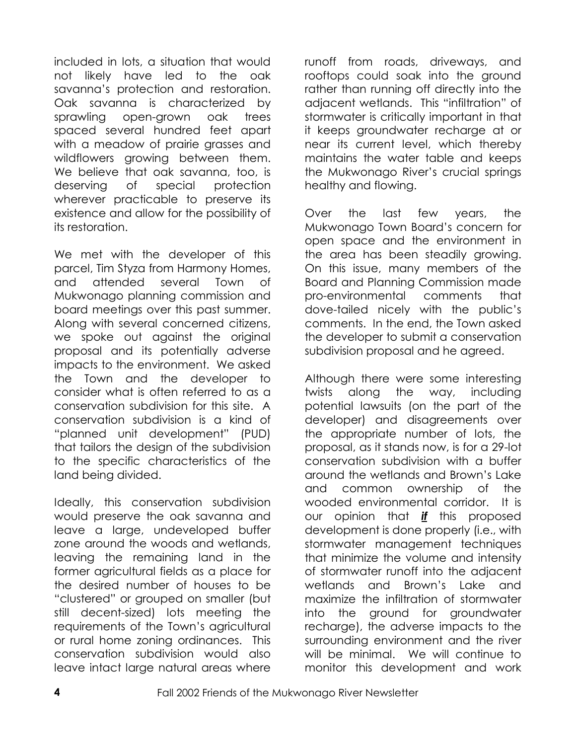included in lots, a situation that would not likely have led to the oak savanna's protection and restoration. Oak savanna is characterized by sprawling open-grown oak trees spaced several hundred feet apart with a meadow of prairie grasses and wildflowers growing between them. We believe that oak savanna, too, is deserving of special protection wherever practicable to preserve its existence and allow for the possibility of its restoration.

We met with the developer of this parcel, Tim Styza from Harmony Homes, and attended several Town of Mukwonago planning commission and board meetings over this past summer. Along with several concerned citizens, we spoke out against the original proposal and its potentially adverse impacts to the environment. We asked the Town and the developer to consider what is often referred to as a conservation subdivision for this site. A conservation subdivision is a kind of "planned unit development" (PUD) that tailors the design of the subdivision to the specific characteristics of the land being divided.

Ideally, this conservation subdivision would preserve the oak savanna and leave a large, undeveloped buffer zone around the woods and wetlands, leaving the remaining land in the former agricultural fields as a place for the desired number of houses to be "clustered" or grouped on smaller (but still decent-sized) lots meeting the requirements of the Town's agricultural or rural home zoning ordinances. This conservation subdivision would also leave intact large natural areas where runoff from roads, driveways, and rooftops could soak into the ground rather than running off directly into the adjacent wetlands. This "infiltration" of stormwater is critically important in that it keeps groundwater recharge at or near its current level, which thereby maintains the water table and keeps the Mukwonago River's crucial springs healthy and flowing.

Over the last few years, the Mukwonago Town Board's concern for open space and the environment in the area has been steadily growing. On this issue, many members of the Board and Planning Commission made pro-environmental comments that dove-tailed nicely with the public's comments. In the end, the Town asked the developer to submit a conservation subdivision proposal and he agreed.

Although there were some interesting twists along the way, including potential lawsuits (on the part of the developer) and disagreements over the appropriate number of lots, the proposal, as it stands now, is for a 29-lot conservation subdivision with a buffer around the wetlands and Brown's Lake and common ownership of the wooded environmental corridor. It is our opinion that ***if*** this proposed development is done properly (i.e., with stormwater management techniques that minimize the volume and intensity of stormwater runoff into the adjacent wetlands and Brown's Lake and maximize the infiltration of stormwater into the ground for groundwater recharge), the adverse impacts to the surrounding environment and the river will be minimal. We will continue to monitor this development and work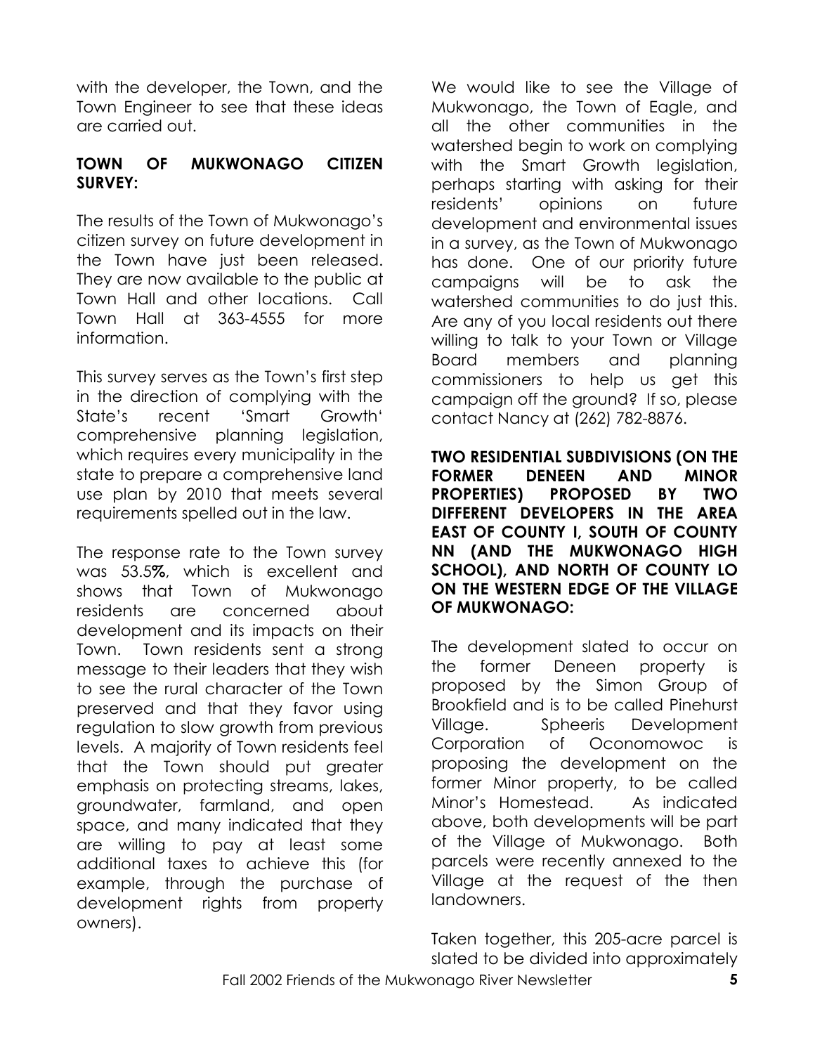with the developer, the Town, and the Town Engineer to see that these ideas are carried out.

**TOWN OF MUKWONAGO CITIZEN SURVEY:**

The results of the Town of Mukwonago's citizen survey on future development in the Town have just been released. They are now available to the public at Town Hall and other locations. Call Town Hall at 363-4555 for more information.

This survey serves as the Town's first step in the direction of complying with the State's recent 'Smart Growth' comprehensive planning legislation, which requires every municipality in the state to prepare a comprehensive land use plan by 2010 that meets several requirements spelled out in the law.

The response rate to the Town survey was 53.5%, which is excellent and shows that Town of Mukwonago residents are concerned about development and its impacts on their Town. Town residents sent a strong message to their leaders that they wish to see the rural character of the Town preserved and that they favor using regulation to slow growth from previous levels. A majority of Town residents feel that the Town should put greater emphasis on protecting streams, lakes, groundwater, farmland, and open space, and many indicated that they are willing to pay at least some additional taxes to achieve this (for example, through the purchase of development rights from property owners).

We would like to see the Village of Mukwonago, the Town of Eagle, and all the other communities in the watershed begin to work on complying with the Smart Growth legislation, perhaps starting with asking for their residents' opinions on future development and environmental issues in a survey, as the Town of Mukwonago has done. One of our priority future campaigns will be to ask the watershed communities to do just this. Are any of you local residents out there willing to talk to your Town or Village Board members and planning commissioners to help us get this campaign off the ground? If so, please contact Nancy at (262) 782-8876.

**TWO RESIDENTIAL SUBDIVISIONS (ON THE FORMER DENEEN AND MINOR PROPERTIES) PROPOSED BY TWO DIFFERENT DEVELOPERS IN THE AREA EAST OF COUNTY I, SOUTH OF COUNTY NN (AND THE MUKWONAGO HIGH SCHOOL), AND NORTH OF COUNTY LO ON THE WESTERN EDGE OF THE VILLAGE OF MUKWONAGO:**

The development slated to occur on the former Deneen property is proposed by the Simon Group of Brookfield and is to be called Pinehurst Village. Spheeris Development Corporation of Oconomowoc is proposing the development on the former Minor property, to be called Minor's Homestead. As indicated above, both developments will be part of the Village of Mukwonago. Both parcels were recently annexed to the Village at the request of the then landowners.

Taken together, this 205-acre parcel is slated to be divided into approximately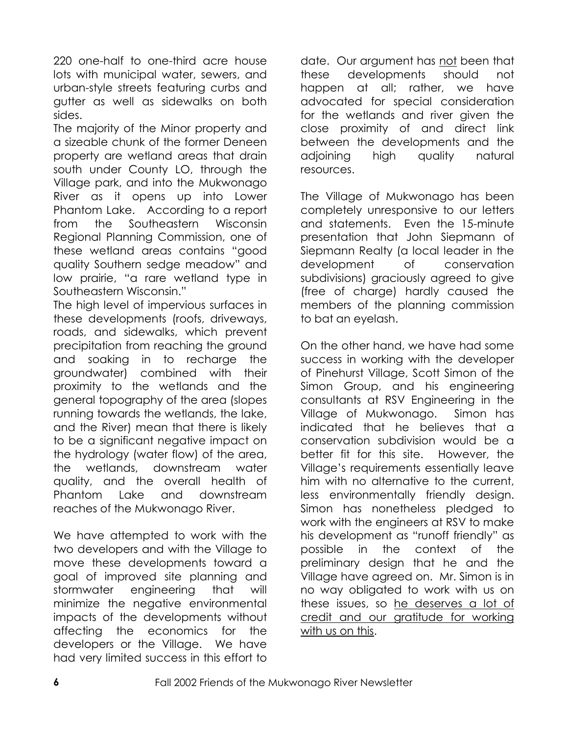220 one-half to one-third acre house lots with municipal water, sewers, and urban-style streets featuring curbs and gutter as well as sidewalks on both sides.

The majority of the Minor property and a sizeable chunk of the former Deneen property are wetland areas that drain south under County LO, through the Village park, and into the Mukwonago River as it opens up into Lower Phantom Lake. According to a report from the Southeastern Wisconsin Regional Planning Commission, one of these wetland areas contains "good quality Southern sedge meadow" and low prairie, "a rare wetland type in Southeastern Wisconsin."

The high level of impervious surfaces in these developments (roofs, driveways, roads, and sidewalks, which prevent precipitation from reaching the ground and soaking in to recharge the groundwater) combined with their proximity to the wetlands and the general topography of the area (slopes running towards the wetlands, the lake, and the River) mean that there is likely to be a significant negative impact on the hydrology (water flow) of the area, the wetlands, downstream water quality, and the overall health of Phantom Lake and downstream reaches of the Mukwonago River.

We have attempted to work with the two developers and with the Village to move these developments toward a goal of improved site planning and stormwater engineering that will minimize the negative environmental impacts of the developments without affecting the economics for the developers or the Village. We have had very limited success in this effort to date. Our argument has <u>not</u> been that these developments should not happen at all; rather, we have advocated for special consideration for the wetlands and river given the close proximity of and direct link between the developments and the adjoining high quality natural resources.

The Village of Mukwonago has been completely unresponsive to our letters and statements. Even the 15-minute presentation that John Siepmann of Siepmann Realty (a local leader in the development of conservation subdivisions) graciously agreed to give (free of charge) hardly caused the members of the planning commission to bat an eyelash.

On the other hand, we have had some success in working with the developer of Pinehurst Village, Scott Simon of the Simon Group, and his engineering consultants at RSV Engineering in the Village of Mukwonago. Simon has indicated that he believes that a conservation subdivision would be a better fit for this site. However, the Village's requirements essentially leave him with no alternative to the current, less environmentally friendly design. Simon has nonetheless pledged to work with the engineers at RSV to make his development as "runoff friendly" as possible in the context of the preliminary design that he and the Village have agreed on. Mr. Simon is in no way obligated to work with us on these issues, so <u>he deserves a lot of credit and our gratitude for working with us on this</u>.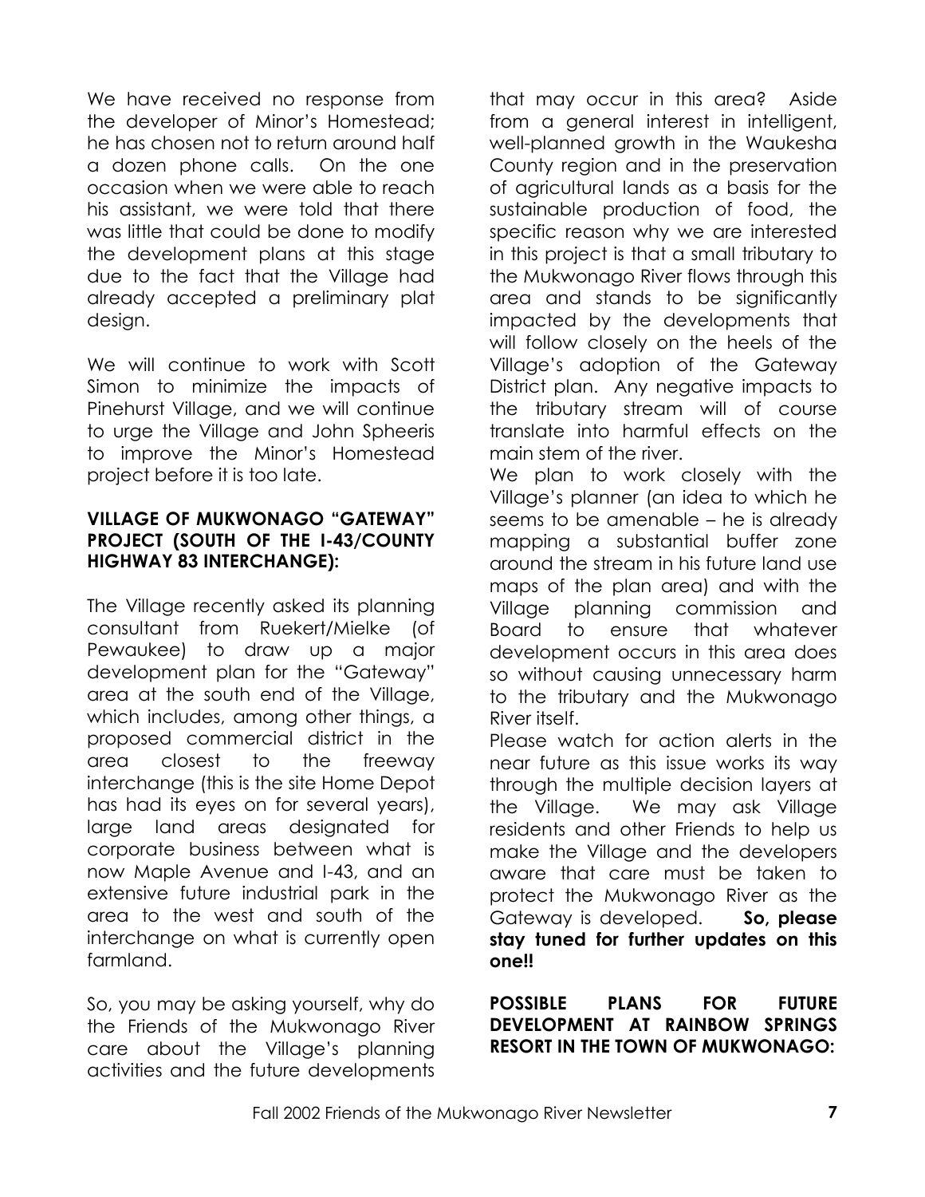We have received no response from the developer of Minor's Homestead; he has chosen not to return around half a dozen phone calls. On the one occasion when we were able to reach his assistant, we were told that there was little that could be done to modify the development plans at this stage due to the fact that the Village had already accepted a preliminary plat design.

We will continue to work with Scott Simon to minimize the impacts of Pinehurst Village, and we will continue to urge the Village and John Spheeris to improve the Minor's Homestead project before it is too late.

**VILLAGE OF MUKWONAGO "GATEWAY" PROJECT (SOUTH OF THE I-43/COUNTY HIGHWAY 83 INTERCHANGE):**

The Village recently asked its planning consultant from Ruekert/Mielke (of Pewaukee) to draw up a major development plan for the "Gateway" area at the south end of the Village, which includes, among other things, a proposed commercial district in the area closest to the freeway interchange (this is the site Home Depot has had its eyes on for several years), large land areas designated for corporate business between what is now Maple Avenue and I-43, and an extensive future industrial park in the area to the west and south of the interchange on what is currently open farmland.

So, you may be asking yourself, why do the Friends of the Mukwonago River care about the Village's planning activities and the future developments that may occur in this area? Aside from a general interest in intelligent, well-planned growth in the Waukesha County region and in the preservation of agricultural lands as a basis for the sustainable production of food, the specific reason why we are interested in this project is that a small tributary to the Mukwonago River flows through this area and stands to be significantly impacted by the developments that will follow closely on the heels of the Village's adoption of the Gateway District plan. Any negative impacts to the tributary stream will of course translate into harmful effects on the main stem of the river.

We plan to work closely with the Village's planner (an idea to which he seems to be amenable – he is already mapping a substantial buffer zone around the stream in his future land use maps of the plan area) and with the Village planning commission and Board to ensure that whatever development occurs in this area does so without causing unnecessary harm to the tributary and the Mukwonago River itself.

Please watch for action alerts in the near future as this issue works its way through the multiple decision layers at the Village. We may ask Village residents and other Friends to help us make the Village and the developers aware that care must be taken to protect the Mukwonago River as the Gateway is developed. **So, please stay tuned for further updates on this one!!**

**POSSIBLE PLANS FOR FUTURE DEVELOPMENT AT RAINBOW SPRINGS RESORT IN THE TOWN OF MUKWONAGO:**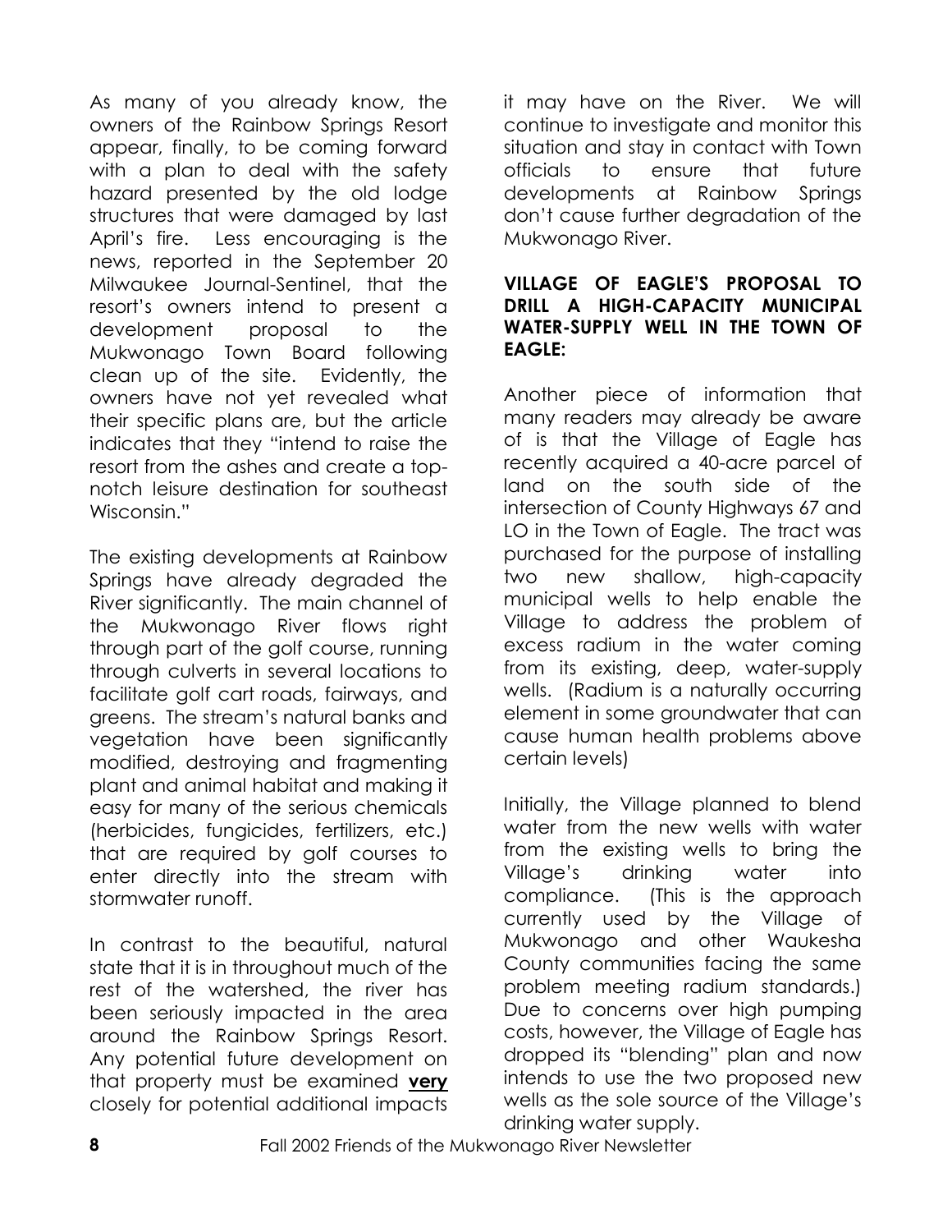As many of you already know, the owners of the Rainbow Springs Resort appear, finally, to be coming forward with a plan to deal with the safety hazard presented by the old lodge structures that were damaged by last April's fire. Less encouraging is the news, reported in the September 20 Milwaukee Journal-Sentinel, that the resort's owners intend to present a development proposal to the Mukwonago Town Board following clean up of the site. Evidently, the owners have not yet revealed what their specific plans are, but the article indicates that they "intend to raise the resort from the ashes and create a top-notch leisure destination for southeast Wisconsin."

The existing developments at Rainbow Springs have already degraded the River significantly. The main channel of the Mukwonago River flows right through part of the golf course, running through culverts in several locations to facilitate golf cart roads, fairways, and greens. The stream's natural banks and vegetation have been significantly modified, destroying and fragmenting plant and animal habitat and making it easy for many of the serious chemicals (herbicides, fungicides, fertilizers, etc.) that are required by golf courses to enter directly into the stream with stormwater runoff.

In contrast to the beautiful, natural state that it is in throughout much of the rest of the watershed, the river has been seriously impacted in the area around the Rainbow Springs Resort. Any potential future development on that property must be examined <u>**very**</u> closely for potential additional impacts it may have on the River. We will continue to investigate and monitor this situation and stay in contact with Town officials to ensure that future developments at Rainbow Springs don't cause further degradation of the Mukwonago River.

**VILLAGE OF EAGLE'S PROPOSAL TO DRILL A HIGH-CAPACITY MUNICIPAL WATER-SUPPLY WELL IN THE TOWN OF EAGLE:**

Another piece of information that many readers may already be aware of is that the Village of Eagle has recently acquired a 40-acre parcel of land on the south side of the intersection of County Highways 67 and LO in the Town of Eagle. The tract was purchased for the purpose of installing two new shallow, high-capacity municipal wells to help enable the Village to address the problem of excess radium in the water coming from its existing, deep, water-supply wells. (Radium is a naturally occurring element in some groundwater that can cause human health problems above certain levels)

Initially, the Village planned to blend water from the new wells with water from the existing wells to bring the Village's drinking water into compliance. (This is the approach currently used by the Village of Mukwonago and other Waukesha County communities facing the same problem meeting radium standards.) Due to concerns over high pumping costs, however, the Village of Eagle has dropped its "blending" plan and now intends to use the two proposed new wells as the sole source of the Village's drinking water supply.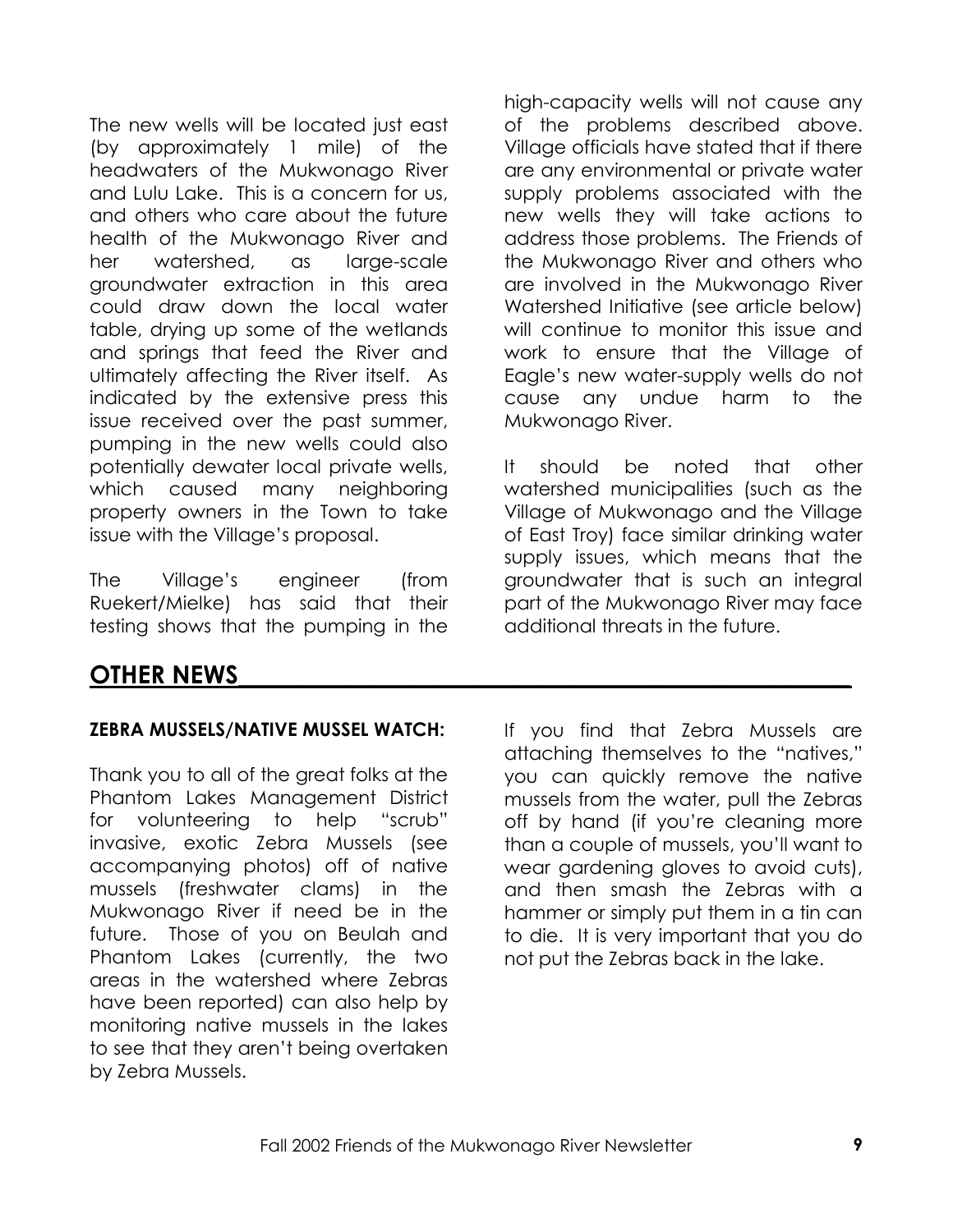The new wells will be located just east (by approximately 1 mile) of the headwaters of the Mukwonago River and Lulu Lake. This is a concern for us, and others who care about the future health of the Mukwonago River and her watershed, as large-scale groundwater extraction in this area could draw down the local water table, drying up some of the wetlands and springs that feed the River and ultimately affecting the River itself. As indicated by the extensive press this issue received over the past summer, pumping in the new wells could also potentially dewater local private wells, which caused many neighboring property owners in the Town to take issue with the Village's proposal.

The Village's engineer (from Ruekert/Mielke) has said that their testing shows that the pumping in the high-capacity wells will not cause any of the problems described above. Village officials have stated that if there are any environmental or private water supply problems associated with the new wells they will take actions to address those problems. The Friends of the Mukwonago River and others who are involved in the Mukwonago River Watershed Initiative (see article below) will continue to monitor this issue and work to ensure that the Village of Eagle's new water-supply wells do not cause any undue harm to the Mukwonago River.

It should be noted that other watershed municipalities (such as the Village of Mukwonago and the Village of East Troy) face similar drinking water supply issues, which means that the groundwater that is such an integral part of the Mukwonago River may face additional threats in the future.

## OTHER NEWS

### ZEBRA MUSSELS/NATIVE MUSSEL WATCH:

Thank you to all of the great folks at the Phantom Lakes Management District for volunteering to help "scrub" invasive, exotic Zebra Mussels (see accompanying photos) off of native mussels (freshwater clams) in the Mukwonago River if need be in the future. Those of you on Beulah and Phantom Lakes (currently, the two areas in the watershed where Zebras have been reported) can also help by monitoring native mussels in the lakes to see that they aren't being overtaken by Zebra Mussels.

If you find that Zebra Mussels are attaching themselves to the "natives," you can quickly remove the native mussels from the water, pull the Zebras off by hand (if you're cleaning more than a couple of mussels, you'll want to wear gardening gloves to avoid cuts), and then smash the Zebras with a hammer or simply put them in a tin can to die. It is very important that you do not put the Zebras back in the lake.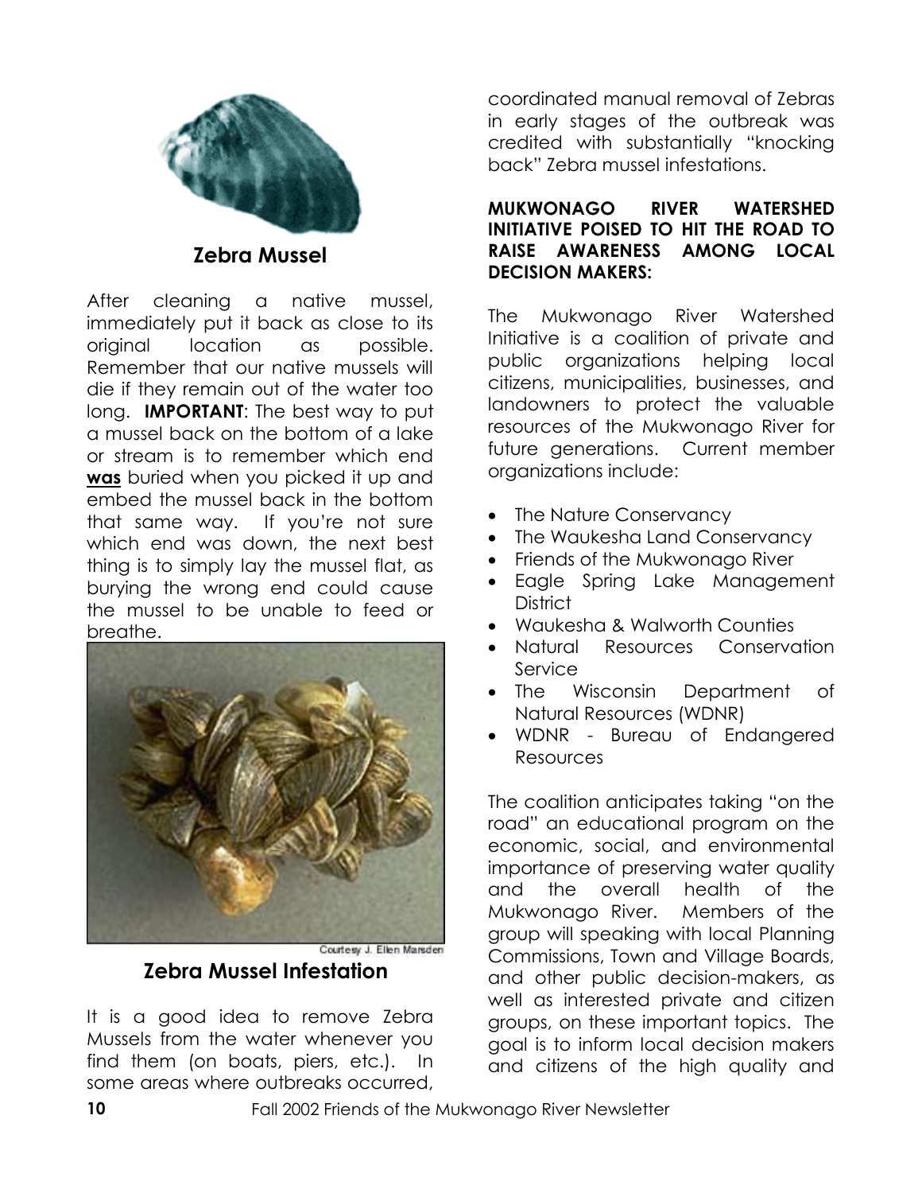**Zebra Mussel**

After cleaning a native mussel, immediately put it back as close to its original location as possible. Remember that our native mussels will die if they remain out of the water too long. **IMPORTANT**: The best way to put a mussel back on the bottom of a lake or stream is to remember which end **was** buried when you picked it up and embed the mussel back in the bottom that same way. If you're not sure which end was down, the next best thing is to simply lay the mussel flat, as burying the wrong end could cause the mussel to be unable to feed or breathe.

Courtesy J. Ellen Marsden

**Zebra Mussel Infestation**

It is a good idea to remove Zebra Mussels from the water whenever you find them (on boats, piers, etc.). In some areas where outbreaks occurred, coordinated manual removal of Zebras in early stages of the outbreak was credited with substantially "knocking back" Zebra mussel infestations.

**MUKWONAGO RIVER WATERSHED INITIATIVE POISED TO HIT THE ROAD TO RAISE AWARENESS AMONG LOCAL DECISION MAKERS:**

The Mukwonago River Watershed Initiative is a coalition of private and public organizations helping local citizens, municipalities, businesses, and landowners to protect the valuable resources of the Mukwonago River for future generations. Current member organizations include:

- The Nature Conservancy
- The Waukesha Land Conservancy
- Friends of the Mukwonago River
- Eagle Spring Lake Management District
- Waukesha & Walworth Counties
- Natural Resources Conservation Service
- The Wisconsin Department of Natural Resources (WDNR)
- WDNR - Bureau of Endangered Resources

The coalition anticipates taking "on the road" an educational program on the economic, social, and environmental importance of preserving water quality and the overall health of the Mukwonago River. Members of the group will speaking with local Planning Commissions, Town and Village Boards, and other public decision-makers, as well as interested private and citizen groups, on these important topics. The goal is to inform local decision makers and citizens of the high quality and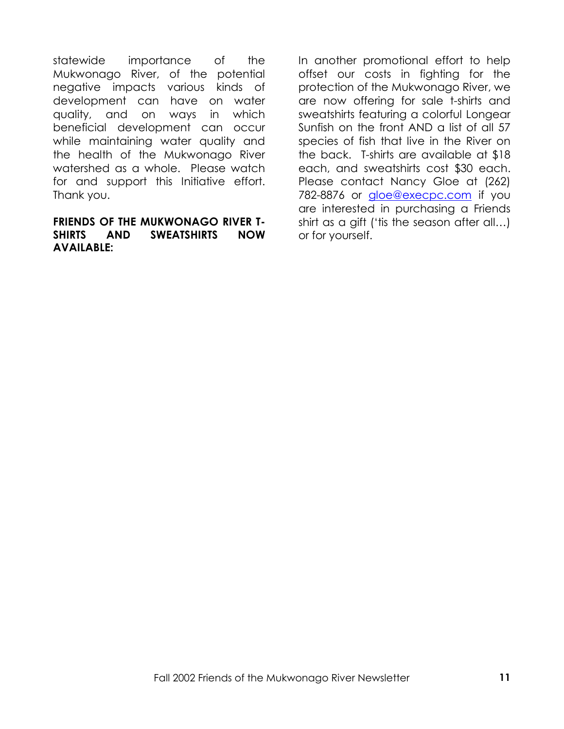statewide importance of the Mukwonago River, of the potential negative impacts various kinds of development can have on water quality, and on ways in which beneficial development can occur while maintaining water quality and the health of the Mukwonago River watershed as a whole. Please watch for and support this Initiative effort. Thank you.

**FRIENDS OF THE MUKWONAGO RIVER T-SHIRTS AND SWEATSHIRTS NOW AVAILABLE:**

In another promotional effort to help offset our costs in fighting for the protection of the Mukwonago River, we are now offering for sale t-shirts and sweatshirts featuring a colorful Longear Sunfish on the front AND a list of all 57 species of fish that live in the River on the back. T-shirts are available at $18 each, and sweatshirts cost $30 each. Please contact Nancy Gloe at (262) 782-8876 or gloe@execpc.com if you are interested in purchasing a Friends shirt as a gift ('tis the season after all…) or for yourself.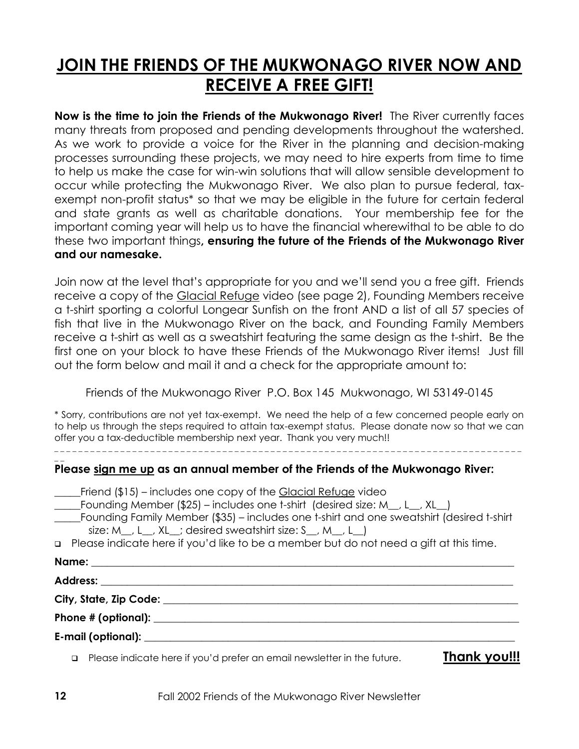# JOIN THE FRIENDS OF THE MUKWONAGO RIVER NOW AND RECEIVE A FREE GIFT!

**Now is the time to join the Friends of the Mukwonago River!** The River currently faces many threats from proposed and pending developments throughout the watershed. As we work to provide a voice for the River in the planning and decision-making processes surrounding these projects, we may need to hire experts from time to time to help us make the case for win-win solutions that will allow sensible development to occur while protecting the Mukwonago River. We also plan to pursue federal, tax-exempt non-profit status* so that we may be eligible in the future for certain federal and state grants as well as charitable donations. Your membership fee for the important coming year will help us to have the financial wherewithal to be able to do these two important things**, ensuring the future of the Friends of the Mukwonago River and our namesake.**

Join now at the level that's appropriate for you and we'll send you a free gift. Friends receive a copy of the Glacial Refuge video (see page 2), Founding Members receive a t-shirt sporting a colorful Longear Sunfish on the front AND a list of all 57 species of fish that live in the Mukwonago River on the back, and Founding Family Members receive a t-shirt as well as a sweatshirt featuring the same design as the t-shirt. Be the first one on your block to have these Friends of the Mukwonago River items! Just fill out the form below and mail it and a check for the appropriate amount to:

Friends of the Mukwonago River P.O. Box 145 Mukwonago, WI 53149-0145

* Sorry, contributions are not yet tax-exempt. We need the help of a few concerned people early on to help us through the steps required to attain tax-exempt status. Please donate now so that we can offer you a tax-deductible membership next year. Thank you very much!!

- - - - - - - - - - - - - - - - - - - - - - - - - - - - - - - - - - - - - - - - - - - - - - - - - - - - - - - - - - - - - - - - - - - - - - - - - - - - - - - -

**Please sign me up as an annual member of the Friends of the Mukwonago River:**

_____Friend ($15) – includes one copy of the Glacial Refuge video

_____Founding Member ($25) – includes one t-shirt (desired size: M__, L__, XL__)

_____Founding Family Member ($35) – includes one t-shirt and one sweatshirt (desired t-shirt size: M__, L__, XL__; desired sweatshirt size: S__, M__, L__)

❑ Please indicate here if you'd like to be a member but do not need a gift at this time.

**Name:** ______________________________________________________________

**Address:** ______________________________________________________________

**City, State, Zip Code:** ______________________________________________________________

**Phone # (optional):** ______________________________________________________________

**E-mail (optional):** ______________________________________________________________

❑ Please indicate here if you'd prefer an email newsletter in the future.

**Thank you!!!**